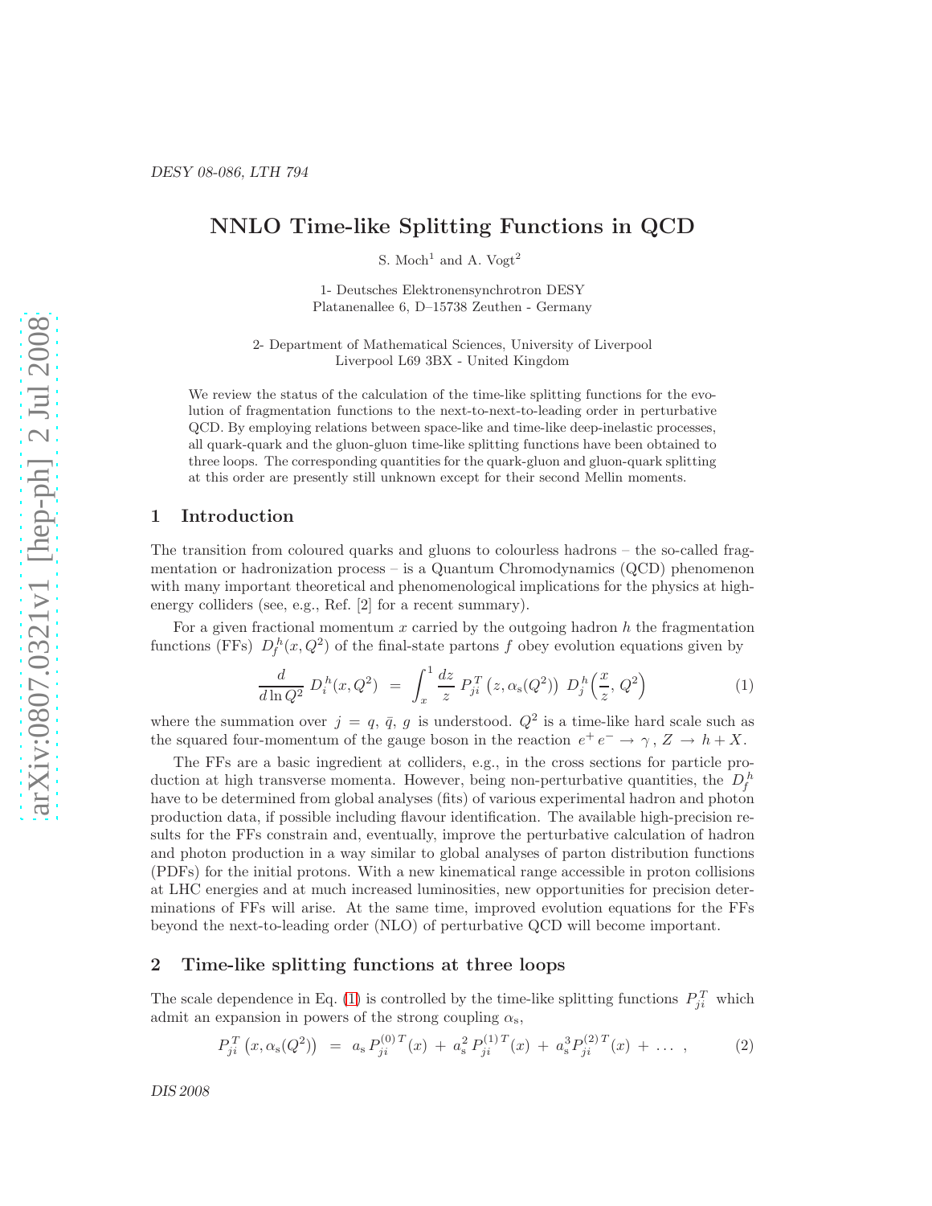DESY 08-086, LTH 794

# NNLO Time-like Splitting Functions in QCD

S. Moch[1] and A. Vogt[2]

1- Deutsches Elektronensynchrotron DESY
Platanenallee 6, D–15738 Zeuthen - Germany

2- Department of Mathematical Sciences, University of Liverpool
Liverpool L69 3BX - United Kingdom

We review the status of the calculation of the time-like splitting functions for the evolution of fragmentation functions to the next-to-next-to-leading order in perturbative QCD. By employing relations between space-like and time-like deep-inelastic processes, all quark-quark and the gluon-gluon time-like splitting functions have been obtained to three loops. The corresponding quantities for the quark-gluon and gluon-quark splitting at this order are presently still unknown except for their second Mellin moments.

## 1 Introduction

The transition from coloured quarks and gluons to colourless hadrons – the so-called fragmentation or hadronization process – is a Quantum Chromodynamics (QCD) phenomenon with many important theoretical and phenomenological implications for the physics at high-energy colliders (see, e.g., Ref. [2] for a recent summary).

For a given fractional momentum $x$ carried by the outgoing hadron $h$ the fragmentation functions (FFs) $D_f^h(x, Q^2)$ of the final-state partons $f$ obey evolution equations given by

$$\frac{d}{d \ln Q^2} \, D_i^h(x, Q^2) \;=\; \int_x^1 \frac{dz}{z} \, P_{ji}^T\left(z, \alpha_s(Q^2)\right) \, D_j^h\Big(\frac{x}{z}, Q^2\Big) \tag{1}$$

where the summation over $j = q, \bar{q}, g$ is understood. $Q^2$ is a time-like hard scale such as the squared four-momentum of the gauge boson in the reaction $e^+ e^- \to \gamma, Z \to h + X$.

The FFs are a basic ingredient at colliders, e.g., in the cross sections for particle production at high transverse momenta. However, being non-perturbative quantities, the $D_f^h$ have to be determined from global analyses (fits) of various experimental hadron and photon production data, if possible including flavour identification. The available high-precision results for the FFs constrain and, eventually, improve the perturbative calculation of hadron and photon production in a way similar to global analyses of parton distribution functions (PDFs) for the initial protons. With a new kinematical range accessible in proton collisions at LHC energies and at much increased luminosities, new opportunities for precision determinations of FFs will arise. At the same time, improved evolution equations for the FFs beyond the next-to-leading order (NLO) of perturbative QCD will become important.

## 2 Time-like splitting functions at three loops

The scale dependence in Eq. (1) is controlled by the time-like splitting functions $P_{ji}^T$ which admit an expansion in powers of the strong coupling $\alpha_s$,

$$P_{ji}^T\left(x, \alpha_s(Q^2)\right) \;=\; a_s \, P_{ji}^{(0)\,T}(x) \;+\; a_s^2 \, P_{ji}^{(1)\,T}(x) \;+\; a_s^3 P_{ji}^{(2)\,T}(x) \;+\; \ldots \;, \tag{2}$$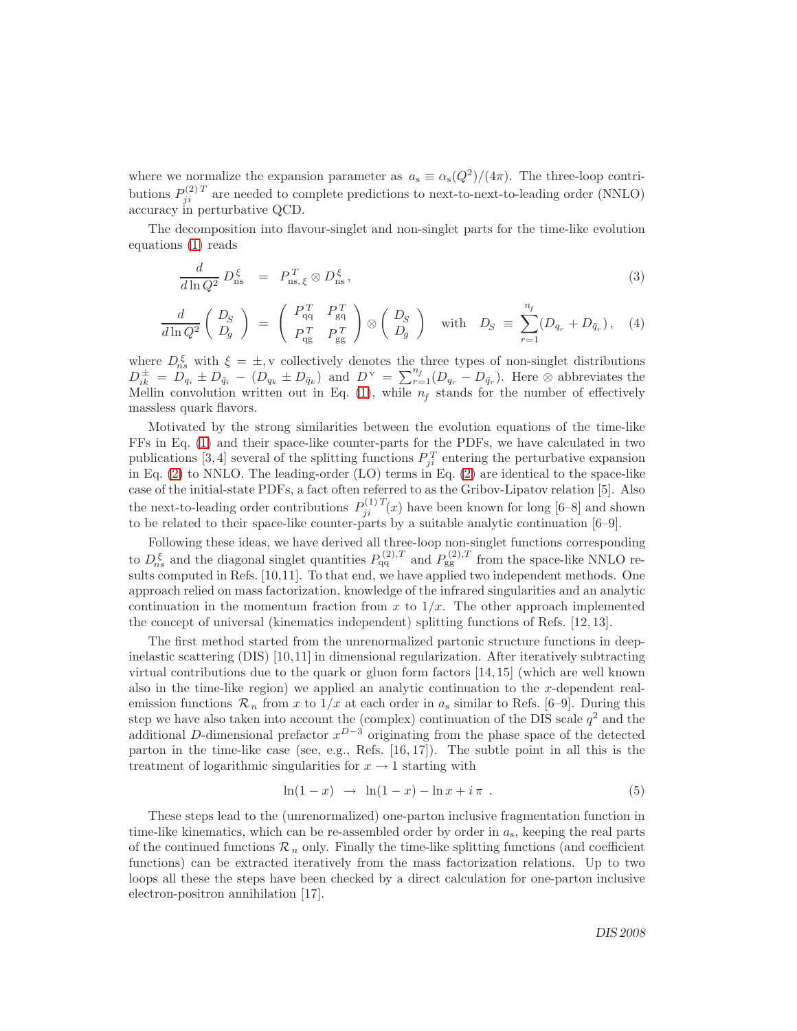where we normalize the expansion parameter as $a_s \equiv \alpha_s(Q^2)/(4\pi)$. The three-loop contributions $P_{ji}^{(2)\,T}$ are needed to complete predictions to next-to-next-to-leading order (NNLO) accuracy in perturbative QCD.

The decomposition into flavour-singlet and non-singlet parts for the time-like evolution equations (1) reads

$$
\frac{d}{d\ln Q^2}\, D_{\rm ns}^{\xi} \;=\; P_{{\rm ns},\,\xi}^{T} \otimes D_{\rm ns}^{\xi}\,, \tag{3}
$$

$$
\frac{d}{d\ln Q^2}\begin{pmatrix} D_S \\ D_g \end{pmatrix} \;=\; \begin{pmatrix} P_{\rm qq}^{T} & P_{\rm gq}^{T} \\ P_{\rm qg}^{T} & P_{\rm gg}^{T} \end{pmatrix} \otimes \begin{pmatrix} D_S \\ D_g \end{pmatrix} \quad \text{with} \quad D_S \;\equiv\; \sum_{r=1}^{n_f} (D_{q_r} + D_{\bar{q}_r})\,, \tag{4}
$$

where $D_{ns}^{\xi}$ with $\xi = \pm, {\rm v}$ collectively denotes the three types of non-singlet distributions $D_{ik}^{\pm} = D_{q_i} \pm D_{\bar{q}_i} - (D_{q_k} \pm D_{\bar{q}_k})$ and $D^{\rm v} = \sum_{r=1}^{n_f}(D_{q_r} - D_{\bar{q}_r})$. Here $\otimes$ abbreviates the Mellin convolution written out in Eq. (1), while $n_f$ stands for the number of effectively massless quark flavors.

Motivated by the strong similarities between the evolution equations of the time-like FFs in Eq. (1) and their space-like counter-parts for the PDFs, we have calculated in two publications [3, 4] several of the splitting functions $P_{ji}^{T}$ entering the perturbative expansion in Eq. (2) to NNLO. The leading-order (LO) terms in Eq. (2) are identical to the space-like case of the initial-state PDFs, a fact often referred to as the Gribov-Lipatov relation [5]. Also the next-to-leading order contributions $P_{ji}^{(1)\,T}(x)$ have been known for long [6–8] and shown to be related to their space-like counter-parts by a suitable analytic continuation [6–9].

Following these ideas, we have derived all three-loop non-singlet functions corresponding to $D_{ns}^{\xi}$ and the diagonal singlet quantities $P_{\rm qq}^{(2),T}$ and $P_{\rm gg}^{(2),T}$ from the space-like NNLO results computed in Refs. [10,11]. To that end, we have applied two independent methods. One approach relied on mass factorization, knowledge of the infrared singularities and an analytic continuation in the momentum fraction from $x$ to $1/x$. The other approach implemented the concept of universal (kinematics independent) splitting functions of Refs. [12, 13].

The first method started from the unrenormalized partonic structure functions in deep-inelastic scattering (DIS) [10,11] in dimensional regularization. After iteratively subtracting virtual contributions due to the quark or gluon form factors [14, 15] (which are well known also in the time-like region) we applied an analytic continuation to the $x$-dependent real-emission functions $\mathcal{R}_n$ from $x$ to $1/x$ at each order in $a_s$ similar to Refs. [6–9]. During this step we have also taken into account the (complex) continuation of the DIS scale $q^2$ and the additional $D$-dimensional prefactor $x^{D-3}$ originating from the phase space of the detected parton in the time-like case (see, e.g., Refs. [16, 17]). The subtle point in all this is the treatment of logarithmic singularities for $x \to 1$ starting with

$$
\ln(1-x) \;\to\; \ln(1-x) - \ln x + i\,\pi \;. \tag{5}
$$

These steps lead to the (unrenormalized) one-parton inclusive fragmentation function in time-like kinematics, which can be re-assembled order by order in $a_s$, keeping the real parts of the continued functions $\mathcal{R}_n$ only. Finally the time-like splitting functions (and coefficient functions) can be extracted iteratively from the mass factorization relations. Up to two loops all these the steps have been checked by a direct calculation for one-parton inclusive electron-positron annihilation [17].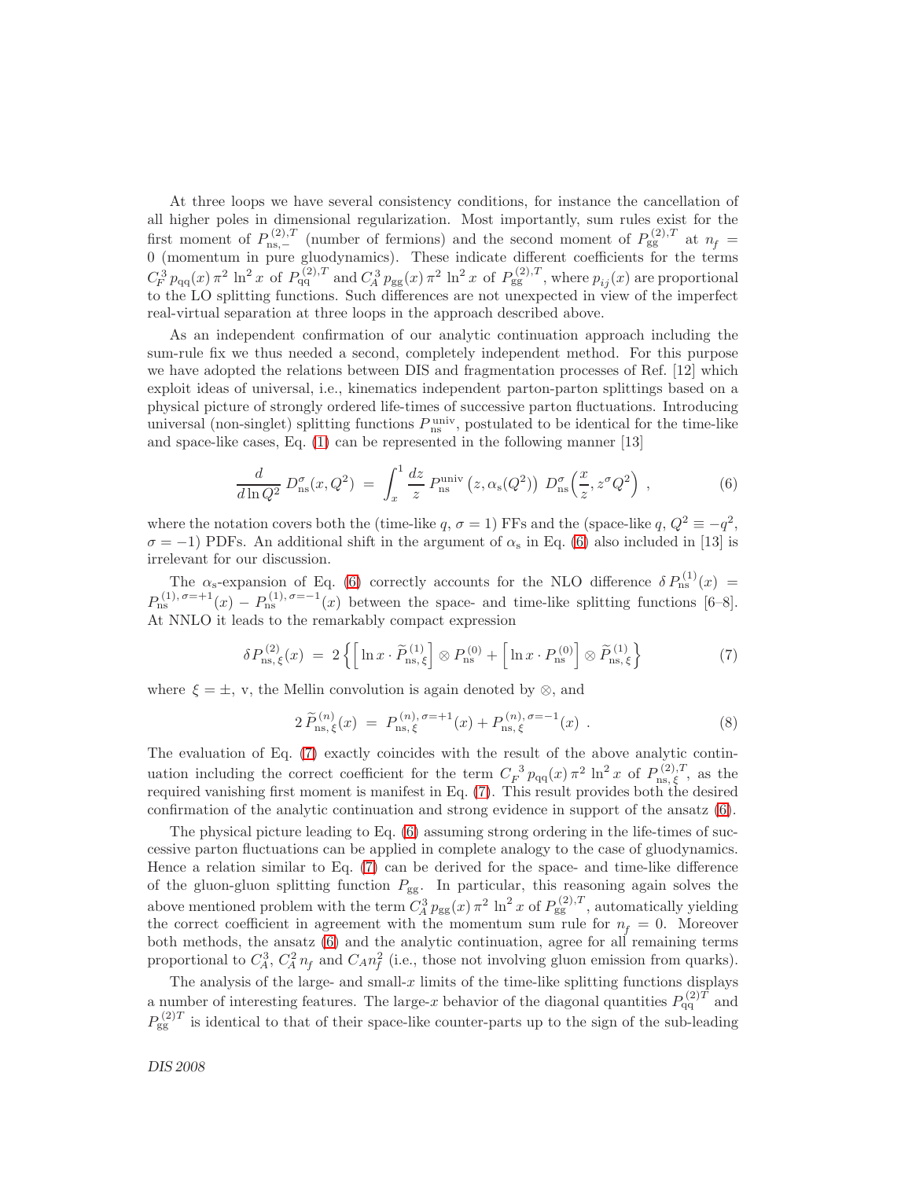At three loops we have several consistency conditions, for instance the cancellation of all higher poles in dimensional regularization. Most importantly, sum rules exist for the first moment of $P^{(2),T}_{\rm ns,-}$ (number of fermions) and the second moment of $P^{(2),T}_{\rm gg}$ at $n_f = 0$ (momentum in pure gluodynamics). These indicate different coefficients for the terms $C_F^3\, p_{\rm qq}(x)\, \pi^2 \ln^2 x$ of $P^{(2),T}_{\rm qq}$ and $C_A^3\, p_{\rm gg}(x)\, \pi^2 \ln^2 x$ of $P^{(2),T}_{\rm gg}$, where $p_{ij}(x)$ are proportional to the LO splitting functions. Such differences are not unexpected in view of the imperfect real-virtual separation at three loops in the approach described above.

As an independent confirmation of our analytic continuation approach including the sum-rule fix we thus needed a second, completely independent method. For this purpose we have adopted the relations between DIS and fragmentation processes of Ref. [12] which exploit ideas of universal, i.e., kinematics independent parton-parton splittings based on a physical picture of strongly ordered life-times of successive parton fluctuations. Introducing universal (non-singlet) splitting functions $P^{\rm univ}_{\rm ns}$, postulated to be identical for the time-like and space-like cases, Eq. (1) can be represented in the following manner [13]

$$\frac{d}{d \ln Q^2}\, D^{\sigma}_{\rm ns}(x,Q^2) \;=\; \int_x^1 \frac{dz}{z}\; P^{\rm univ}_{\rm ns}\left(z, \alpha_{\rm s}(Q^2)\right)\; D^{\sigma}_{\rm ns}\Big(\frac{x}{z}, z^{\sigma} Q^2\Big) \;, \tag{6}$$

where the notation covers both the (time-like $q$, $\sigma = 1$) FFs and the (space-like $q$, $Q^2 \equiv -q^2$, $\sigma = -1$) PDFs. An additional shift in the argument of $\alpha_{\rm s}$ in Eq. (6) also included in [13] is irrelevant for our discussion.

The $\alpha_{\rm s}$-expansion of Eq. (6) correctly accounts for the NLO difference $\delta\, P^{(1)}_{\rm ns}(x) = P^{(1),\,\sigma=+1}_{\rm ns}(x) - P^{(1),\,\sigma=-1}_{\rm ns}(x)$ between the space- and time-like splitting functions [6–8]. At NNLO it leads to the remarkably compact expression

$$\delta P^{(2)}_{{\rm ns},\,\xi}(x) \;=\; 2 \left\{ \Big[ \ln x \cdot \widetilde{P}^{(1)}_{{\rm ns},\,\xi} \Big] \otimes P^{(0)}_{\rm ns} + \Big[ \ln x \cdot P^{(0)}_{\rm ns} \Big] \otimes \widetilde{P}^{(1)}_{{\rm ns},\,\xi} \right\} \tag{7}$$

where $\xi = \pm,\,$v, the Mellin convolution is again denoted by $\otimes$, and

$$2\, \widetilde{P}^{(n)}_{{\rm ns},\,\xi}(x) \;=\; P^{(n),\,\sigma=+1}_{{\rm ns},\,\xi}(x) + P^{(n),\,\sigma=-1}_{{\rm ns},\,\xi}(x) \;. \tag{8}$$

The evaluation of Eq. (7) exactly coincides with the result of the above analytic continuation including the correct coefficient for the term $C_F^{\;3}\, p_{\rm qq}(x)\, \pi^2 \ln^2 x$ of $P^{(2),T}_{{\rm ns},\,\xi}$, as the required vanishing first moment is manifest in Eq. (7). This result provides both the desired confirmation of the analytic continuation and strong evidence in support of the ansatz (6).

The physical picture leading to Eq. (6) assuming strong ordering in the life-times of successive parton fluctuations can be applied in complete analogy to the case of gluodynamics. Hence a relation similar to Eq. (7) can be derived for the space- and time-like difference of the gluon-gluon splitting function $P_{\rm gg}$. In particular, this reasoning again solves the above mentioned problem with the term $C_A^3\, p_{\rm gg}(x)\, \pi^2 \ln^2 x$ of $P^{(2),T}_{\rm gg}$, automatically yielding the correct coefficient in agreement with the momentum sum rule for $n_f = 0$. Moreover both methods, the ansatz (6) and the analytic continuation, agree for all remaining terms proportional to $C_A^3$, $C_A^2\, n_f$ and $C_A n_f^2$ (i.e., those not involving gluon emission from quarks).

The analysis of the large- and small-$x$ limits of the time-like splitting functions displays a number of interesting features. The large-$x$ behavior of the diagonal quantities $P^{(2)T}_{\rm qq}$ and $P^{(2)T}_{\rm gg}$ is identical to that of their space-like counter-parts up to the sign of the sub-leading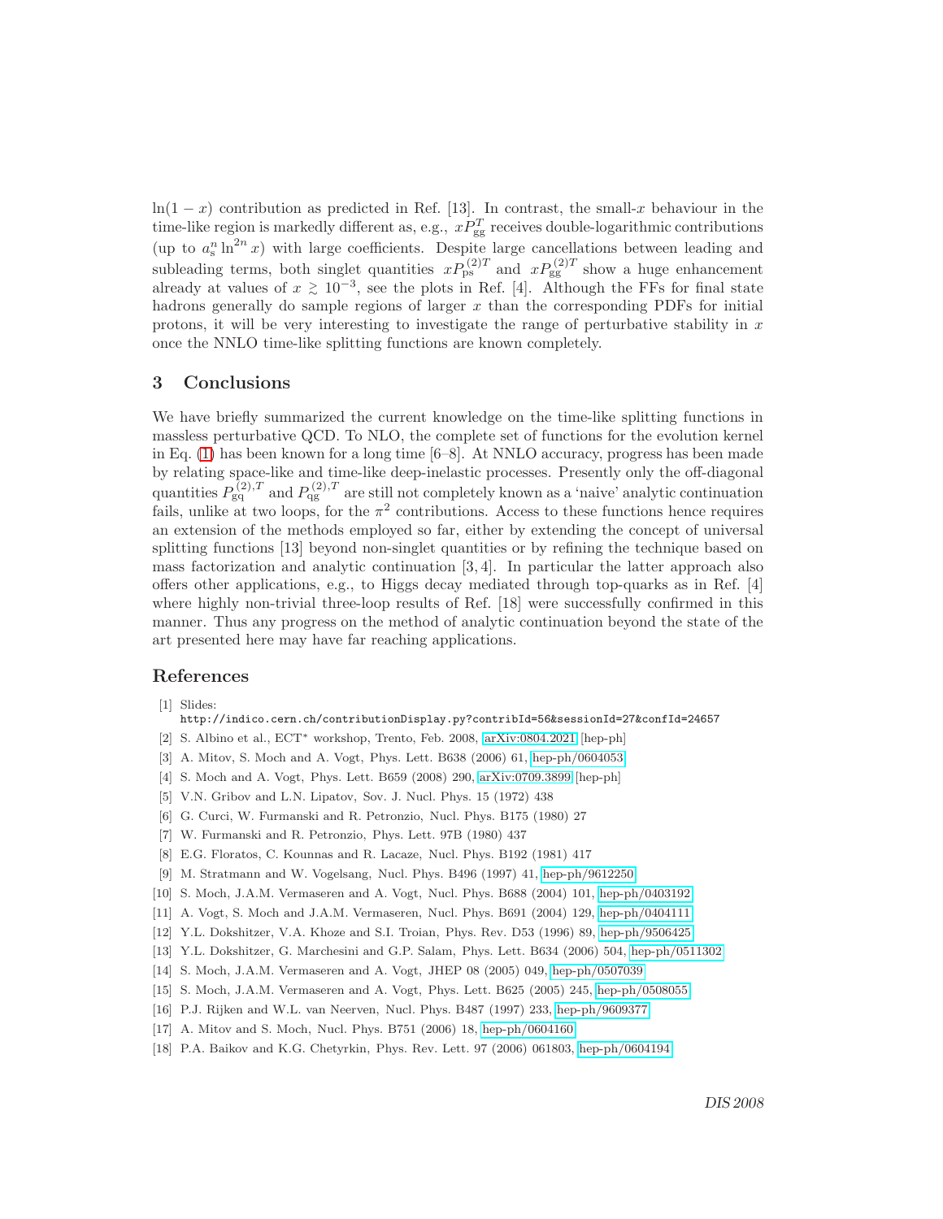$\ln(1-x)$ contribution as predicted in Ref. [13]. In contrast, the small-$x$ behaviour in the time-like region is markedly different as, e.g., $xP^T_{\rm gg}$ receives double-logarithmic contributions (up to $a_s^n \ln^{2n} x$) with large coefficients. Despite large cancellations between leading and subleading terms, both singlet quantities $xP^{(2)T}_{\rm ps}$ and $xP^{(2)T}_{\rm gg}$ show a huge enhancement already at values of $x \gtrsim 10^{-3}$, see the plots in Ref. [4]. Although the FFs for final state hadrons generally do sample regions of larger $x$ than the corresponding PDFs for initial protons, it will be very interesting to investigate the range of perturbative stability in $x$ once the NNLO time-like splitting functions are known completely.

## 3 Conclusions

We have briefly summarized the current knowledge on the time-like splitting functions in massless perturbative QCD. To NLO, the complete set of functions for the evolution kernel in Eq. (1) has been known for a long time [6–8]. At NNLO accuracy, progress has been made by relating space-like and time-like deep-inelastic processes. Presently only the off-diagonal quantities $P^{(2),T}_{\rm gq}$ and $P^{(2),T}_{\rm qg}$ are still not completely known as a 'naive' analytic continuation fails, unlike at two loops, for the $\pi^2$ contributions. Access to these functions hence requires an extension of the methods employed so far, either by extending the concept of universal splitting functions [13] beyond non-singlet quantities or by refining the technique based on mass factorization and analytic continuation [3, 4]. In particular the latter approach also offers other applications, e.g., to Higgs decay mediated through top-quarks as in Ref. [4] where highly non-trivial three-loop results of Ref. [18] were successfully confirmed in this manner. Thus any progress on the method of analytic continuation beyond the state of the art presented here may have far reaching applications.

## References

[1] Slides: `http://indico.cern.ch/contributionDisplay.py?contribId=56&sessionId=27&confId=24657`

[2] S. Albino et al., ECT* workshop, Trento, Feb. 2008, arXiv:0804.2021 [hep-ph]

[3] A. Mitov, S. Moch and A. Vogt, Phys. Lett. B638 (2006) 61, hep-ph/0604053

[4] S. Moch and A. Vogt, Phys. Lett. B659 (2008) 290, arXiv:0709.3899 [hep-ph]

[5] V.N. Gribov and L.N. Lipatov, Sov. J. Nucl. Phys. 15 (1972) 438

[6] G. Curci, W. Furmanski and R. Petronzio, Nucl. Phys. B175 (1980) 27

[7] W. Furmanski and R. Petronzio, Phys. Lett. 97B (1980) 437

[8] E.G. Floratos, C. Kounnas and R. Lacaze, Nucl. Phys. B192 (1981) 417

[9] M. Stratmann and W. Vogelsang, Nucl. Phys. B496 (1997) 41, hep-ph/9612250

[10] S. Moch, J.A.M. Vermaseren and A. Vogt, Nucl. Phys. B688 (2004) 101, hep-ph/0403192

[11] A. Vogt, S. Moch and J.A.M. Vermaseren, Nucl. Phys. B691 (2004) 129, hep-ph/0404111

[12] Y.L. Dokshitzer, V.A. Khoze and S.I. Troian, Phys. Rev. D53 (1996) 89, hep-ph/9506425

[13] Y.L. Dokshitzer, G. Marchesini and G.P. Salam, Phys. Lett. B634 (2006) 504, hep-ph/0511302

[14] S. Moch, J.A.M. Vermaseren and A. Vogt, JHEP 08 (2005) 049, hep-ph/0507039

[15] S. Moch, J.A.M. Vermaseren and A. Vogt, Phys. Lett. B625 (2005) 245, hep-ph/0508055

[16] P.J. Rijken and W.L. van Neerven, Nucl. Phys. B487 (1997) 233, hep-ph/9609377

[17] A. Mitov and S. Moch, Nucl. Phys. B751 (2006) 18, hep-ph/0604160

[18] P.A. Baikov and K.G. Chetyrkin, Phys. Rev. Lett. 97 (2006) 061803, hep-ph/0604194